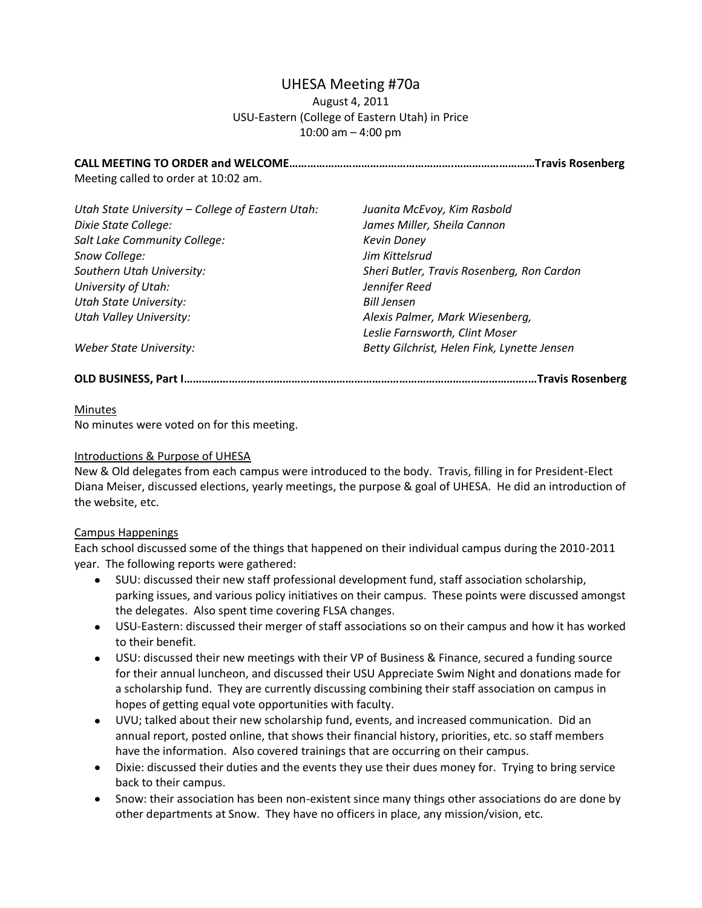# UHESA Meeting #70a

August 4, 2011
USU-Eastern (College of Eastern Utah) in Price
10:00 am – 4:00 pm

**CALL MEETING TO ORDER and WELCOME……………………………………………………………………………Travis Rosenberg**

Meeting called to order at 10:02 am.

| | |
|---|---|
| *Utah State University – College of Eastern Utah:* | *Juanita McEvoy, Kim Rasbold* |
| *Dixie State College:* | *James Miller, Sheila Cannon* |
| *Salt Lake Community College:* | *Kevin Doney* |
| *Snow College:* | *Jim Kittelsrud* |
| *Southern Utah University:* | *Sheri Butler, Travis Rosenberg, Ron Cardon* |
| *University of Utah:* | *Jennifer Reed* |
| *Utah State University:* | *Bill Jensen* |
| *Utah Valley University:* | *Alexis Palmer, Mark Wiesenberg, Leslie Farnsworth, Clint Moser* |
| *Weber State University:* | *Betty Gilchrist, Helen Fink, Lynette Jensen* |

**OLD BUSINESS, Part I………………………………………………………………………………………………….…Travis Rosenberg**

<u>Minutes</u>

No minutes were voted on for this meeting.

<u>Introductions & Purpose of UHESA</u>

New & Old delegates from each campus were introduced to the body. Travis, filling in for President-Elect Diana Meiser, discussed elections, yearly meetings, the purpose & goal of UHESA. He did an introduction of the website, etc.

<u>Campus Happenings</u>

Each school discussed some of the things that happened on their individual campus during the 2010-2011 year. The following reports were gathered:

- SUU: discussed their new staff professional development fund, staff association scholarship, parking issues, and various policy initiatives on their campus. These points were discussed amongst the delegates. Also spent time covering FLSA changes.
- USU-Eastern: discussed their merger of staff associations so on their campus and how it has worked to their benefit.
- USU: discussed their new meetings with their VP of Business & Finance, secured a funding source for their annual luncheon, and discussed their USU Appreciate Swim Night and donations made for a scholarship fund. They are currently discussing combining their staff association on campus in hopes of getting equal vote opportunities with faculty.
- UVU; talked about their new scholarship fund, events, and increased communication. Did an annual report, posted online, that shows their financial history, priorities, etc. so staff members have the information. Also covered trainings that are occurring on their campus.
- Dixie: discussed their duties and the events they use their dues money for. Trying to bring service back to their campus.
- Snow: their association has been non-existent since many things other associations do are done by other departments at Snow. They have no officers in place, any mission/vision, etc.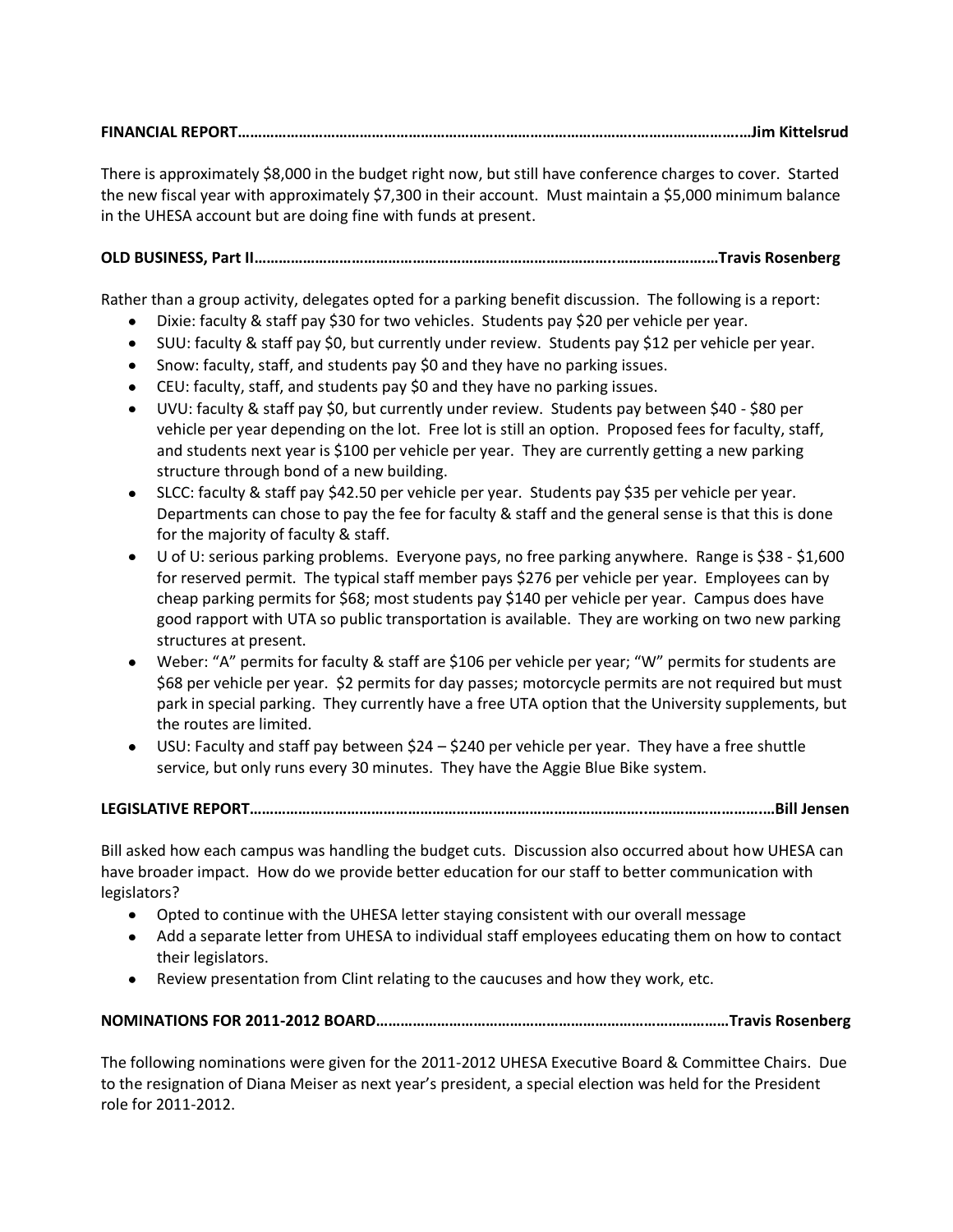**FINANCIAL REPORT……………………………………………………………………………………………………………Jim Kittelsrud**

There is approximately $8,000 in the budget right now, but still have conference charges to cover. Started the new fiscal year with approximately $7,300 in their account. Must maintain a $5,000 minimum balance in the UHESA account but are doing fine with funds at present.

**OLD BUSINESS, Part II……………………………………………………………………………………………Travis Rosenberg**

Rather than a group activity, delegates opted for a parking benefit discussion. The following is a report:

- Dixie: faculty & staff pay $30 for two vehicles. Students pay $20 per vehicle per year.
- SUU: faculty & staff pay $0, but currently under review. Students pay $12 per vehicle per year.
- Snow: faculty, staff, and students pay $0 and they have no parking issues.
- CEU: faculty, staff, and students pay $0 and they have no parking issues.
- UVU: faculty & staff pay $0, but currently under review. Students pay between $40 - $80 per vehicle per year depending on the lot. Free lot is still an option. Proposed fees for faculty, staff, and students next year is $100 per vehicle per year. They are currently getting a new parking structure through bond of a new building.
- SLCC: faculty & staff pay $42.50 per vehicle per year. Students pay $35 per vehicle per year. Departments can chose to pay the fee for faculty & staff and the general sense is that this is done for the majority of faculty & staff.
- U of U: serious parking problems. Everyone pays, no free parking anywhere. Range is $38 - $1,600 for reserved permit. The typical staff member pays $276 per vehicle per year. Employees can by cheap parking permits for $68; most students pay $140 per vehicle per year. Campus does have good rapport with UTA so public transportation is available. They are working on two new parking structures at present.
- Weber: "A" permits for faculty & staff are $106 per vehicle per year; "W" permits for students are $68 per vehicle per year. $2 permits for day passes; motorcycle permits are not required but must park in special parking. They currently have a free UTA option that the University supplements, but the routes are limited.
- USU: Faculty and staff pay between $24 – $240 per vehicle per year. They have a free shuttle service, but only runs every 30 minutes. They have the Aggie Blue Bike system.

**LEGISLATIVE REPORT…………………………………………………………………………………………………………Bill Jensen**

Bill asked how each campus was handling the budget cuts. Discussion also occurred about how UHESA can have broader impact. How do we provide better education for our staff to better communication with legislators?

- Opted to continue with the UHESA letter staying consistent with our overall message
- Add a separate letter from UHESA to individual staff employees educating them on how to contact their legislators.
- Review presentation from Clint relating to the caucuses and how they work, etc.

**NOMINATIONS FOR 2011-2012 BOARD…………………………………………………………………………Travis Rosenberg**

The following nominations were given for the 2011-2012 UHESA Executive Board & Committee Chairs. Due to the resignation of Diana Meiser as next year's president, a special election was held for the President role for 2011-2012.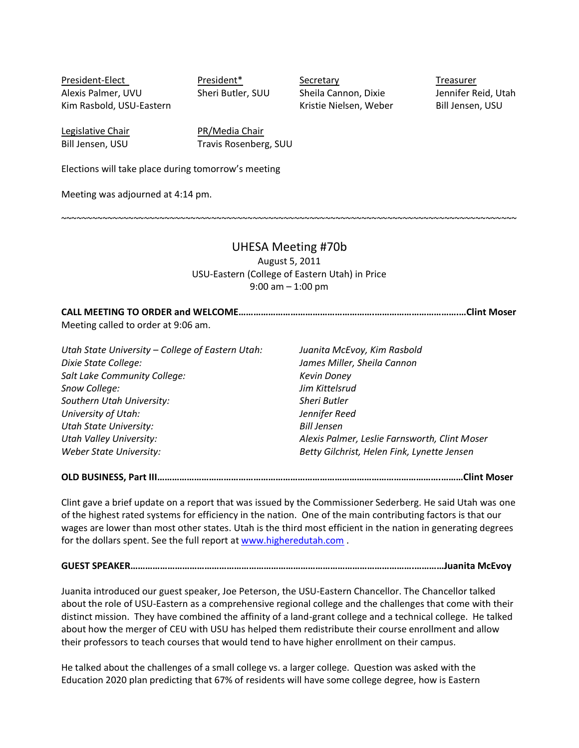| President-Elect | President* | Secretary | Treasurer |
| --- | --- | --- | --- |
| Alexis Palmer, UVU | Sheri Butler, SUU | Sheila Cannon, Dixie | Jennifer Reid, Utah |
| Kim Rasbold, USU-Eastern | | Kristie Nielsen, Weber | Bill Jensen, USU |

| Legislative Chair | PR/Media Chair |
| --- | --- |
| Bill Jensen, USU | Travis Rosenberg, SUU |

Elections will take place during tomorrow's meeting

Meeting was adjourned at 4:14 pm.

~~~~~~~~~~~~~~~~~~~~~~~~~~~~~~~~~~~~~~~~~~~~~~~~~~~~~~~~~~~~~~~~~~~~~~~~~~~~~~~~~~~~~~~~~~~~~~~~~~~~

## UHESA Meeting #70b

August 5, 2011
USU-Eastern (College of Eastern Utah) in Price
9:00 am – 1:00 pm

**CALL MEETING TO ORDER and WELCOME……………………………………………………………………………..Clint Moser**

Meeting called to order at 9:06 am.

| | |
| --- | --- |
| *Utah State University – College of Eastern Utah:* | *Juanita McEvoy, Kim Rasbold* |
| *Dixie State College:* | *James Miller, Sheila Cannon* |
| *Salt Lake Community College:* | *Kevin Doney* |
| *Snow College:* | *Jim Kittelsrud* |
| *Southern Utah University:* | *Sheri Butler* |
| *University of Utah:* | *Jennifer Reed* |
| *Utah State University:* | *Bill Jensen* |
| *Utah Valley University:* | *Alexis Palmer, Leslie Farnsworth, Clint Moser* |
| *Weber State University:* | *Betty Gilchrist, Helen Fink, Lynette Jensen* |

**OLD BUSINESS, Part III……………………………………………………………………………………………….………Clint Moser**

Clint gave a brief update on a report that was issued by the Commissioner Sederberg. He said Utah was one of the highest rated systems for efficiency in the nation. One of the main contributing factors is that our wages are lower than most other states. Utah is the third most efficient in the nation in generating degrees for the dollars spent. See the full report at [www.higheredutah.com](www.higheredutah.com) .

**GUEST SPEAKER…………………………………………………………………………………………………………………Juanita McEvoy**

Juanita introduced our guest speaker, Joe Peterson, the USU-Eastern Chancellor. The Chancellor talked about the role of USU-Eastern as a comprehensive regional college and the challenges that come with their distinct mission. They have combined the affinity of a land-grant college and a technical college. He talked about how the merger of CEU with USU has helped them redistribute their course enrollment and allow their professors to teach courses that would tend to have higher enrollment on their campus.

He talked about the challenges of a small college vs. a larger college. Question was asked with the Education 2020 plan predicting that 67% of residents will have some college degree, how is Eastern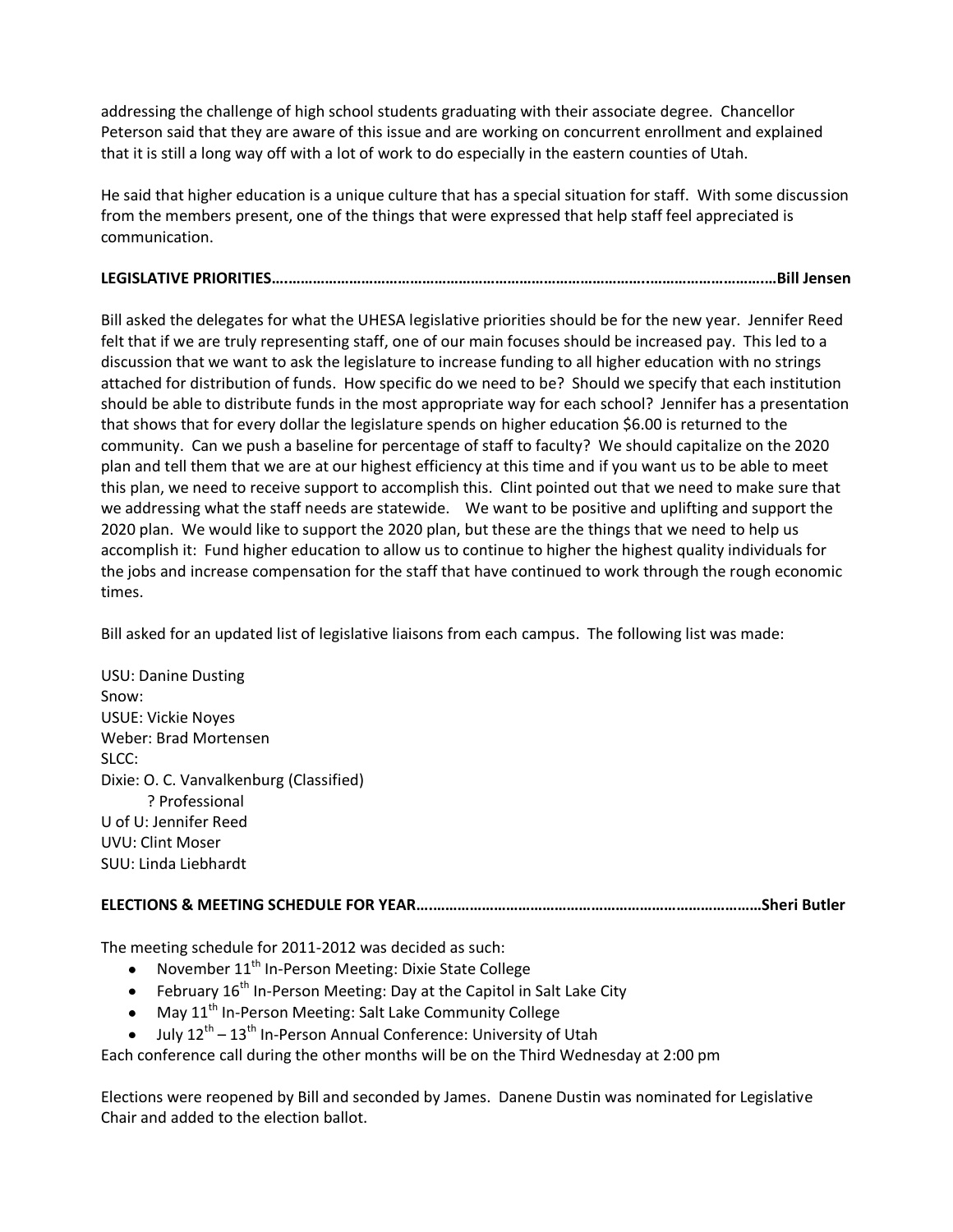addressing the challenge of high school students graduating with their associate degree. Chancellor Peterson said that they are aware of this issue and are working on concurrent enrollment and explained that it is still a long way off with a lot of work to do especially in the eastern counties of Utah.

He said that higher education is a unique culture that has a special situation for staff. With some discussion from the members present, one of the things that were expressed that help staff feel appreciated is communication.

**LEGISLATIVE PRIORITIES……………………………………………………………………………..…………………………Bill Jensen**

Bill asked the delegates for what the UHESA legislative priorities should be for the new year. Jennifer Reed felt that if we are truly representing staff, one of our main focuses should be increased pay. This led to a discussion that we want to ask the legislature to increase funding to all higher education with no strings attached for distribution of funds. How specific do we need to be? Should we specify that each institution should be able to distribute funds in the most appropriate way for each school? Jennifer has a presentation that shows that for every dollar the legislature spends on higher education $6.00 is returned to the community. Can we push a baseline for percentage of staff to faculty? We should capitalize on the 2020 plan and tell them that we are at our highest efficiency at this time and if you want us to be able to meet this plan, we need to receive support to accomplish this. Clint pointed out that we need to make sure that we addressing what the staff needs are statewide. We want to be positive and uplifting and support the 2020 plan. We would like to support the 2020 plan, but these are the things that we need to help us accomplish it: Fund higher education to allow us to continue to higher the highest quality individuals for the jobs and increase compensation for the staff that have continued to work through the rough economic times.

Bill asked for an updated list of legislative liaisons from each campus. The following list was made:

USU: Danine Dusting  
Snow:  
USUE: Vickie Noyes  
Weber: Brad Mortensen  
SLCC:  
Dixie: O. C. Vanvalkenburg (Classified)  
? Professional  
U of U: Jennifer Reed  
UVU: Clint Moser  
SUU: Linda Liebhardt

**ELECTIONS & MEETING SCHEDULE FOR YEAR…………………………………………………………………………Sheri Butler**

The meeting schedule for 2011-2012 was decided as such:

- November 11th In-Person Meeting: Dixie State College
- February 16th In-Person Meeting: Day at the Capitol in Salt Lake City
- May 11th In-Person Meeting: Salt Lake Community College
- July 12th – 13th In-Person Annual Conference: University of Utah

Each conference call during the other months will be on the Third Wednesday at 2:00 pm

Elections were reopened by Bill and seconded by James. Danene Dustin was nominated for Legislative Chair and added to the election ballot.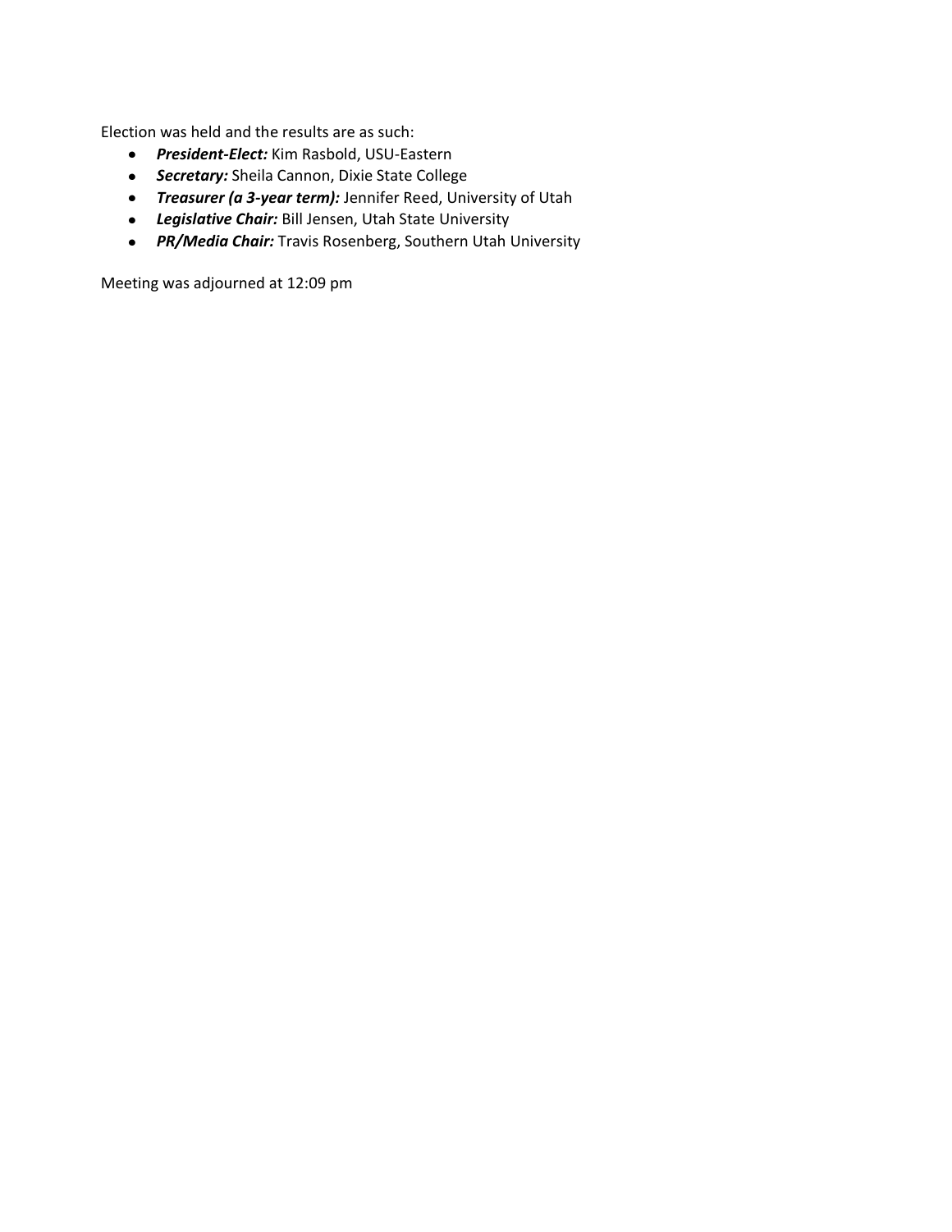Election was held and the results are as such:

- ***President-Elect:*** Kim Rasbold, USU-Eastern
- ***Secretary:*** Sheila Cannon, Dixie State College
- ***Treasurer (a 3-year term):*** Jennifer Reed, University of Utah
- ***Legislative Chair:*** Bill Jensen, Utah State University
- ***PR/Media Chair:*** Travis Rosenberg, Southern Utah University

Meeting was adjourned at 12:09 pm